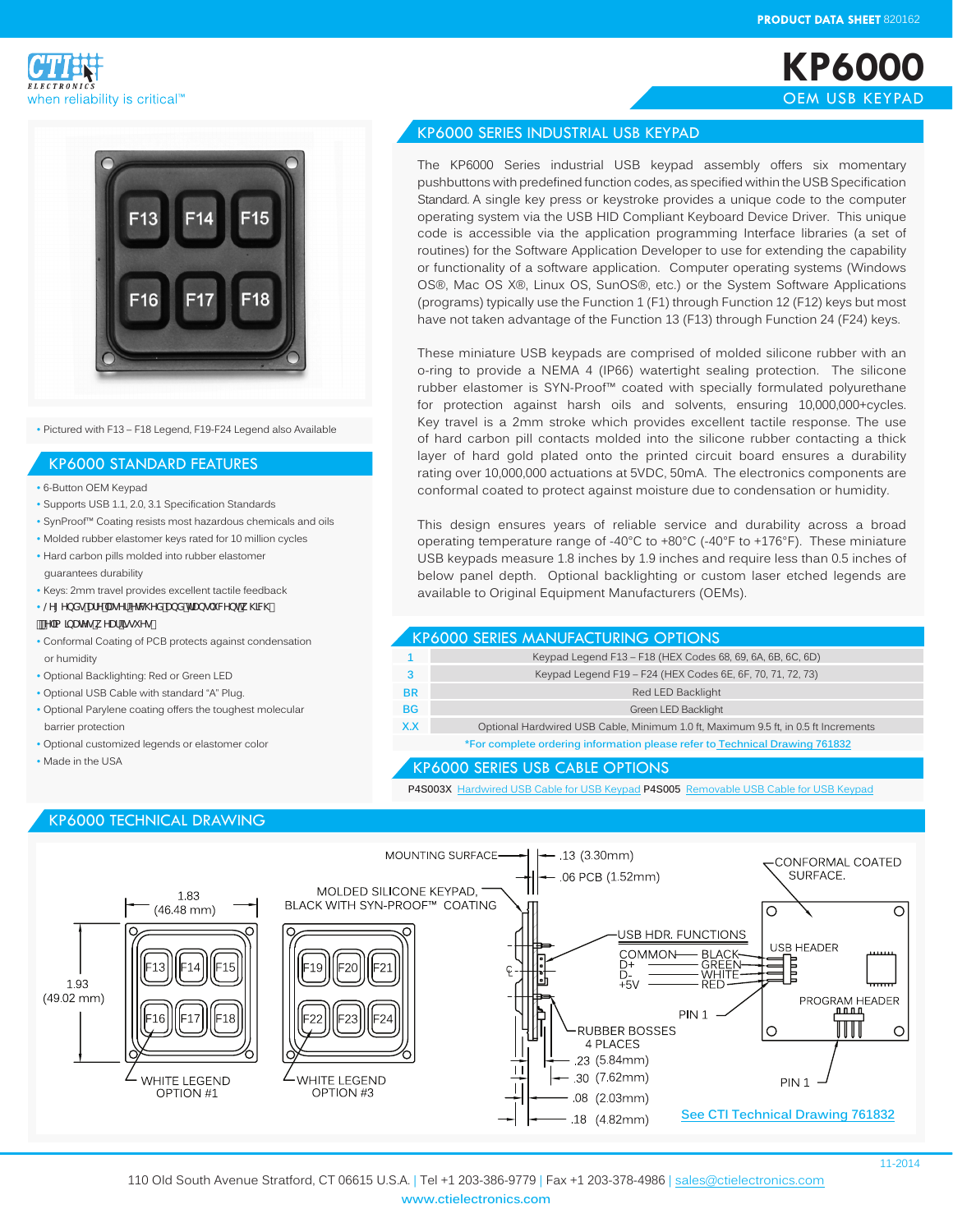PRODUCT DATA SHEET 820162

CTI ELECTRONICS
when reliability is critical™

# KP6000

## OEM USB KEYPAD

## KP6000 SERIES INDUSTRIAL USB KEYPAD

The KP6000 Series industrial USB keypad assembly offers six momentary pushbuttons with predefined function codes, as specified within the USB Specification Standard. A single key press or keystroke provides a unique code to the computer operating system via the USB HID Compliant Keyboard Device Driver. This unique code is accessible via the application programming Interface libraries (a set of routines) for the Software Application Developer to use for extending the capability or functionality of a software application. Computer operating systems (Windows OS®, Mac OS X®, Linux OS, SunOS®, etc.) or the System Software Applications (programs) typically use the Function 1 (F1) through Function 12 (F12) keys but most have not taken advantage of the Function 13 (F13) through Function 24 (F24) keys.

These miniature USB keypads are comprised of molded silicone rubber with an o-ring to provide a NEMA 4 (IP66) watertight sealing protection. The silicone rubber elastomer is SYN-Proof™ coated with specially formulated polyurethane for protection against harsh oils and solvents, ensuring 10,000,000+cycles. Key travel is a 2mm stroke which provides excellent tactile response. The use of hard carbon pill contacts molded into the silicone rubber contacting a thick layer of hard gold plated onto the printed circuit board ensures a durability rating over 10,000,000 actuations at 5VDC, 50mA. The electronics components are conformal coated to protect against moisture due to condensation or humidity.

This design ensures years of reliable service and durability across a broad operating temperature range of -40°C to +80°C (-40°F to +176°F). These miniature USB keypads measure 1.8 inches by 1.9 inches and require less than 0.5 inches of below panel depth. Optional backlighting or custom laser etched legends are available to Original Equipment Manufacturers (OEMs).

- Pictured with F13 – F18 Legend, F19-F24 Legend also Available

## KP6000 STANDARD FEATURES

- 6-Button OEM Keypad
- Supports USB 1.1, 2.0, 3.1 Specification Standards
- SynProof™ Coating resists most hazardous chemicals and oils
- Molded rubber elastomer keys rated for 10 million cycles
- Hard carbon pills molded into rubber elastomer guarantees durability
- Keys: 2mm travel provides excellent tactile feedback
- /HJHQGV DUH ODVHU HWFKHG DQG WUDQVOXFHQW ZLWK HOLPLQDWV ZHDU LVVXHV
- Conformal Coating of PCB protects against condensation or humidity
- Optional Backlighting: Red or Green LED
- Optional USB Cable with standard "A" Plug.
- Optional Parylene coating offers the toughest molecular barrier protection
- Optional customized legends or elastomer color
- Made in the USA

## KP6000 SERIES MANUFACTURING OPTIONS

| Option | Description |
|---|---|
| 1 | Keypad Legend F13 – F18 (HEX Codes 68, 69, 6A, 6B, 6C, 6D) |
| 3 | Keypad Legend F19 – F24 (HEX Codes 6E, 6F, 70, 71, 72, 73) |
| BR | Red LED Backlight |
| BG | Green LED Backlight |
| X.X | Optional Hardwired USB Cable, Minimum 1.0 ft, Maximum 9.5 ft, in 0.5 ft Increments |

*For complete ordering information please refer to Technical Drawing 761832

## KP6000 SERIES USB CABLE OPTIONS

**P4S003X** Hardwired USB Cable for USB Keypad **P4S005** Removable USB Cable for USB Keypad

## KP6000 TECHNICAL DRAWING

1.83 (46.48 mm)

1.93 (49.02 mm)

WHITE LEGEND OPTION #1 (F13, F14, F15, F16, F17, F18)

WHITE LEGEND OPTION #3 (F19, F20, F21, F22, F23, F24)

MOLDED SILICONE KEYPAD, BLACK WITH SYN-PROOF™ COATING

MOUNTING SURFACE — .13 (3.30mm)

.06 PCB (1.52mm)

USB HDR. FUNCTIONS: COMMON — BLACK; D+ — GREEN; D- — WHITE; +5V — RED

RUBBER BOSSES 4 PLACES

.23 (5.84mm)

.30 (7.62mm)

.08 (2.03mm)

.18 (4.82mm)

CONFORMAL COATED SURFACE.

USB HEADER

PROGRAM HEADER

PIN 1

PIN 1

See CTI Technical Drawing 761832

11-2014

110 Old South Avenue Stratford, CT 06615 U.S.A. | Tel +1 203-386-9779 | Fax +1 203-378-4986 | sales@ctielectronics.com

www.ctielectronics.com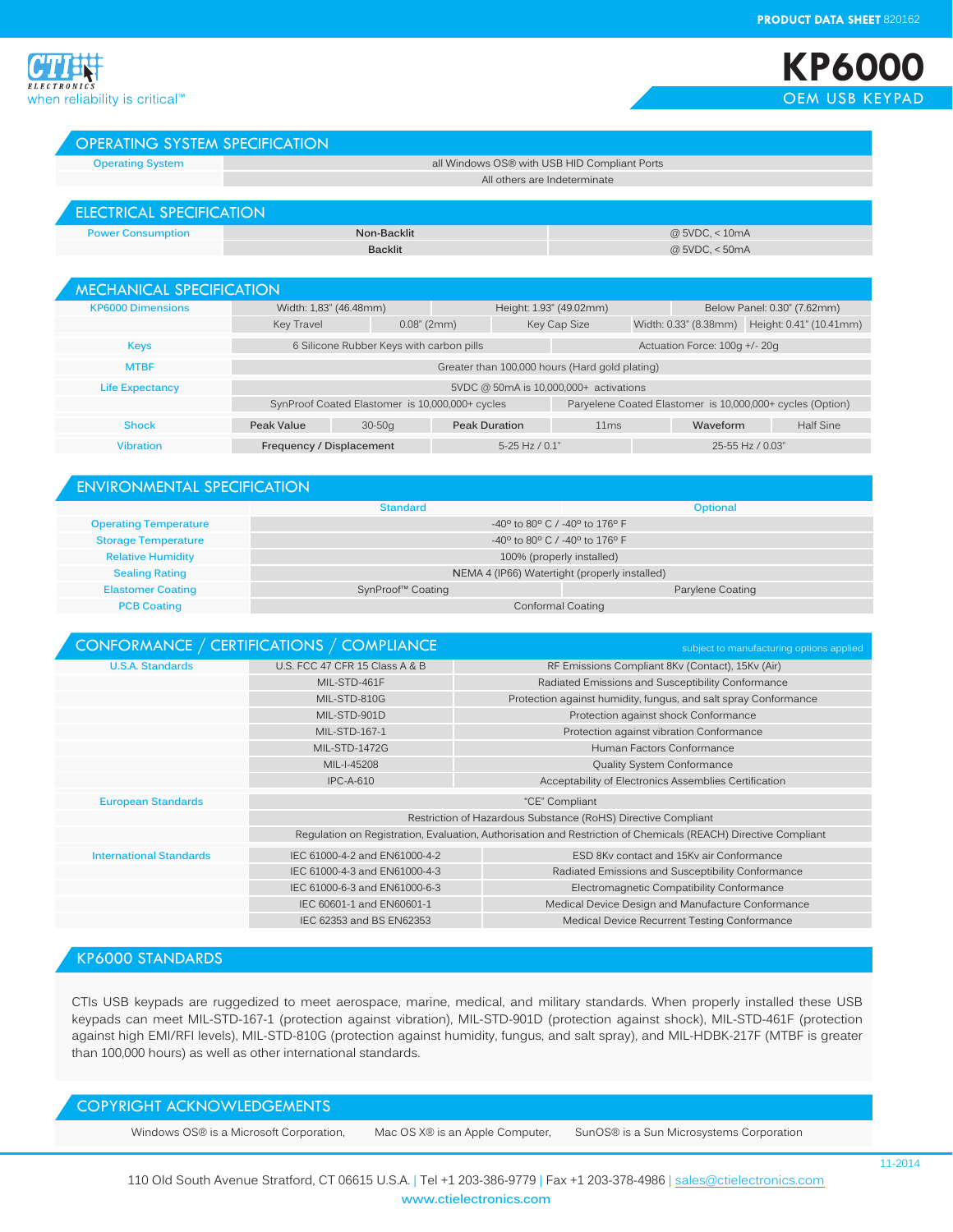PRODUCT DATA SHEET 820162

when reliability is critical™

# KP6000

OEM USB KEYPAD

## OPERATING SYSTEM SPECIFICATION

| | |
|---|---|
| Operating System | all Windows OS® with USB HID Compliant Ports |
| | All others are Indeterminate |

## ELECTRICAL SPECIFICATION

| | | |
|---|---|---|
| Power Consumption | Non-Backlit | @ 5VDC, < 10mA |
| | Backlit | @ 5VDC, < 50mA |

## MECHANICAL SPECIFICATION

| | | | | | | |
|---|---|---|---|---|---|---|
| KP6000 Dimensions | Width: 1,83" (46.48mm) | | Height: 1.93" (49.02mm) | | Below Panel: 0.30" (7.62mm) | |
| | Key Travel | 0.08" (2mm) | Key Cap Size | | Width: 0.33" (8.38mm) | Height: 0.41" (10.41mm) |
| Keys | 6 Silicone Rubber Keys with carbon pills | | Actuation Force: 100g +/- 20g | | | |
| MTBF | Greater than 100,000 hours (Hard gold plating) | | | | | |
| Life Expectancy | 5VDC @ 50mA is 10,000,000+ activations | | | | | |
| | SynProof Coated Elastomer is 10,000,000+ cycles | | Paryelene Coated Elastomer is 10,000,000+ cycles (Option) | | | |
| Shock | Peak Value | 30-50g | Peak Duration | 11ms | Waveform | Half Sine |
| Vibration | Frequency / Displacement | | 5-25 Hz / 0.1" | | 25-55 Hz / 0.03" | |

## ENVIRONMENTAL SPECIFICATION

| | Standard | Optional |
|---|---|---|
| Operating Temperature | -40º to 80º C / -40º to 176º F | |
| Storage Temperature | -40º to 80º C / -40º to 176º F | |
| Relative Humidity | 100% (properly installed) | |
| Sealing Rating | NEMA 4 (IP66) Watertight (properly installed) | |
| Elastomer Coating | SynProof™ Coating | Parylene Coating |
| PCB Coating | Conformal Coating | |

## CONFORMANCE / CERTIFICATIONS / COMPLIANCE

subject to manufacturing options applied

| | | |
|---|---|---|
| U.S.A. Standards | U.S. FCC 47 CFR 15 Class A & B | RF Emissions Compliant 8Kv (Contact), 15Kv (Air) |
| | MIL-STD-461F | Radiated Emissions and Susceptibility Conformance |
| | MIL-STD-810G | Protection against humidity, fungus, and salt spray Conformance |
| | MIL-STD-901D | Protection against shock Conformance |
| | MIL-STD-167-1 | Protection against vibration Conformance |
| | MIL-STD-1472G | Human Factors Conformance |
| | MIL-I-45208 | Quality System Conformance |
| | IPC-A-610 | Acceptability of Electronics Assemblies Certification |
| European Standards | "CE" Compliant | |
| | Restriction of Hazardous Substance (RoHS) Directive Compliant | |
| | Regulation on Registration, Evaluation, Authorisation and Restriction of Chemicals (REACH) Directive Compliant | |
| International Standards | IEC 61000-4-2 and EN61000-4-2 | ESD 8Kv contact and 15Kv air Conformance |
| | IEC 61000-4-3 and EN61000-4-3 | Radiated Emissions and Susceptibility Conformance |
| | IEC 61000-6-3 and EN61000-6-3 | Electromagnetic Compatibility Conformance |
| | IEC 60601-1 and EN60601-1 | Medical Device Design and Manufacture Conformance |
| | IEC 62353 and BS EN62353 | Medical Device Recurrent Testing Conformance |

## KP6000 STANDARDS

CTIs USB keypads are ruggedized to meet aerospace, marine, medical, and military standards. When properly installed these USB keypads can meet MIL-STD-167-1 (protection against vibration), MIL-STD-901D (protection against shock), MIL-STD-461F (protection against high EMI/RFI levels), MIL-STD-810G (protection against humidity, fungus, and salt spray), and MIL-HDBK-217F (MTBF is greater than 100,000 hours) as well as other international standards.

## COPYRIGHT ACKNOWLEDGEMENTS

Windows OS® is a Microsoft Corporation, Mac OS X® is an Apple Computer, SunOS® is a Sun Microsystems Corporation

11-2014

110 Old South Avenue Stratford, CT 06615 U.S.A. | Tel +1 203-386-9779 | Fax +1 203-378-4986 | sales@ctielectronics.com

www.ctielectronics.com